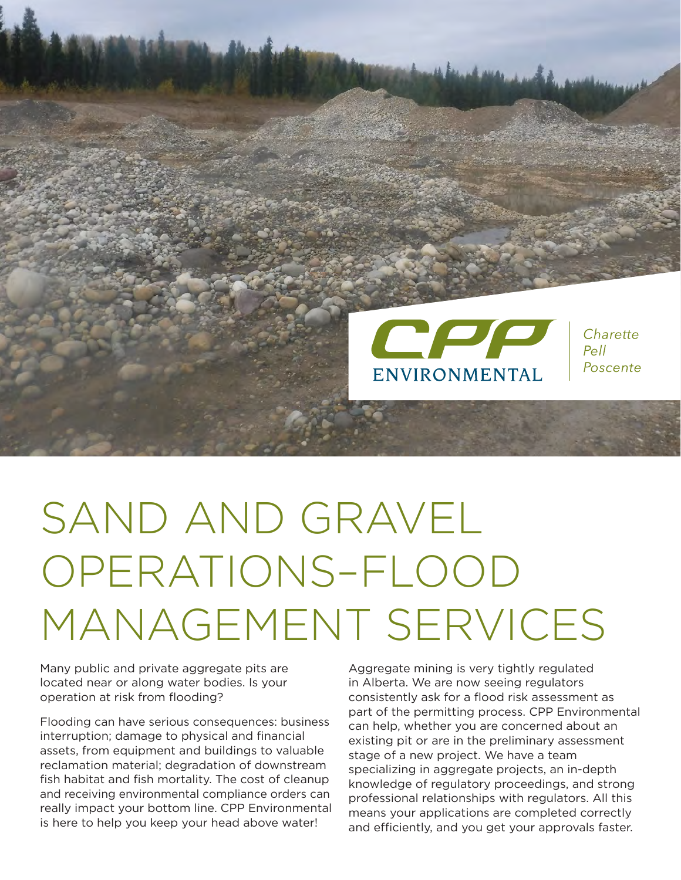CPP ENVIRONMENTAL | *Charette Pell Poscente*

# SAND AND GRAVEL OPERATIONS–FLOOD MANAGEMENT SERVICES

Many public and private aggregate pits are located near or along water bodies. Is your operation at risk from flooding?

Flooding can have serious consequences: business interruption; damage to physical and financial assets, from equipment and buildings to valuable reclamation material; degradation of downstream fish habitat and fish mortality. The cost of cleanup and receiving environmental compliance orders can really impact your bottom line. CPP Environmental is here to help you keep your head above water!

Aggregate mining is very tightly regulated in Alberta. We are now seeing regulators consistently ask for a flood risk assessment as part of the permitting process. CPP Environmental can help, whether you are concerned about an existing pit or are in the preliminary assessment stage of a new project. We have a team specializing in aggregate projects, an in-depth knowledge of regulatory proceedings, and strong professional relationships with regulators. All this means your applications are completed correctly and efficiently, and you get your approvals faster.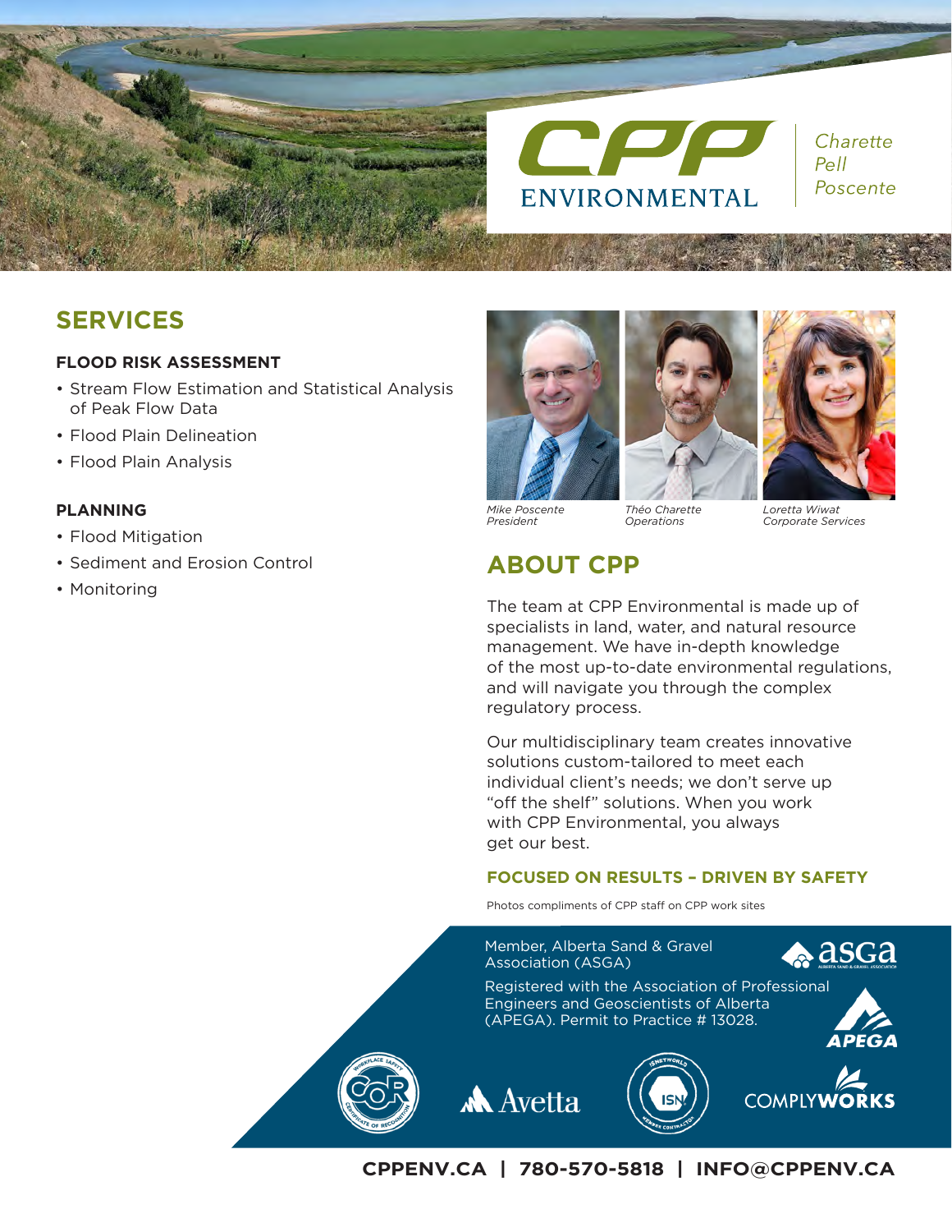CPP ENVIRONMENTAL

*Charette Pell Poscente*

## SERVICES

### FLOOD RISK ASSESSMENT

- Stream Flow Estimation and Statistical Analysis of Peak Flow Data
- Flood Plain Delineation
- Flood Plain Analysis

### PLANNING

- Flood Mitigation
- Sediment and Erosion Control
- Monitoring

*Mike Poscente*
*President*

*Théo Charette*
*Operations*

*Loretta Wiwat*
*Corporate Services*

## ABOUT CPP

The team at CPP Environmental is made up of specialists in land, water, and natural resource management. We have in-depth knowledge of the most up-to-date environmental regulations, and will navigate you through the complex regulatory process.

Our multidisciplinary team creates innovative solutions custom-tailored to meet each individual client's needs; we don't serve up "off the shelf" solutions. When you work with CPP Environmental, you always get our best.

**FOCUSED ON RESULTS – DRIVEN BY SAFETY**

Photos compliments of CPP staff on CPP work sites

Member, Alberta Sand & Gravel Association (ASGA)

Registered with the Association of Professional Engineers and Geoscientists of Alberta (APEGA). Permit to Practice # 13028.

**CPPENV.CA | 780-570-5818 | INFO@CPPENV.CA**